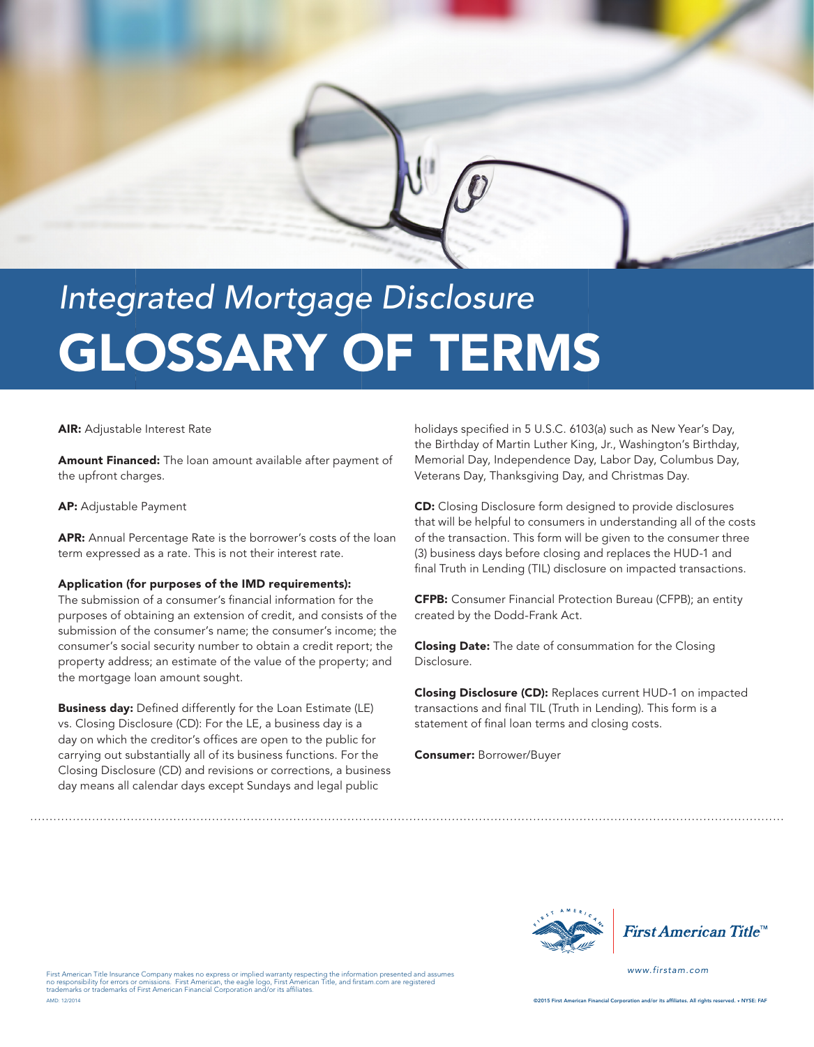# *Integrated Mortgage Disclosure*

# GLOSSARY OF TERMS

**AIR:** Adjustable Interest Rate

**Amount Financed:** The loan amount available after payment of the upfront charges.

**AP:** Adjustable Payment

**APR:** Annual Percentage Rate is the borrower's costs of the loan term expressed as a rate. This is not their interest rate.

**Application (for purposes of the IMD requirements):** The submission of a consumer's financial information for the purposes of obtaining an extension of credit, and consists of the submission of the consumer's name; the consumer's income; the consumer's social security number to obtain a credit report; the property address; an estimate of the value of the property; and the mortgage loan amount sought.

**Business day:** Defined differently for the Loan Estimate (LE) vs. Closing Disclosure (CD): For the LE, a business day is a day on which the creditor's offices are open to the public for carrying out substantially all of its business functions. For the Closing Disclosure (CD) and revisions or corrections, a business day means all calendar days except Sundays and legal public holidays specified in 5 U.S.C. 6103(a) such as New Year's Day, the Birthday of Martin Luther King, Jr., Washington's Birthday, Memorial Day, Independence Day, Labor Day, Columbus Day, Veterans Day, Thanksgiving Day, and Christmas Day.

**CD:** Closing Disclosure form designed to provide disclosures that will be helpful to consumers in understanding all of the costs of the transaction. This form will be given to the consumer three (3) business days before closing and replaces the HUD-1 and final Truth in Lending (TIL) disclosure on impacted transactions.

**CFPB:** Consumer Financial Protection Bureau (CFPB); an entity created by the Dodd-Frank Act.

**Closing Date:** The date of consummation for the Closing Disclosure.

**Closing Disclosure (CD):** Replaces current HUD-1 on impacted transactions and final TIL (Truth in Lending). This form is a statement of final loan terms and closing costs.

**Consumer:** Borrower/Buyer

First American Title Insurance Company makes no express or implied warranty respecting the information presented and assumes no responsibility for errors or omissions. First American, the eagle logo, First American Title, and firstam.com are registered trademarks or trademarks of First American Financial Corporation and/or its affiliates.

AMD: 12/2014

First American Title™

www.firstam.com

©2015 First American Financial Corporation and/or its affiliates. All rights reserved. • NYSE: FAF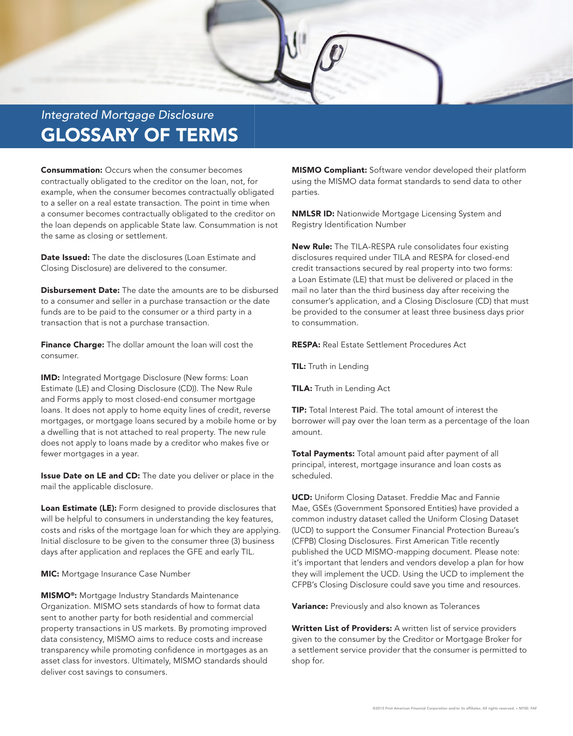*Integrated Mortgage Disclosure*

# GLOSSARY OF TERMS

**Consummation:** Occurs when the consumer becomes contractually obligated to the creditor on the loan, not, for example, when the consumer becomes contractually obligated to a seller on a real estate transaction. The point in time when a consumer becomes contractually obligated to the creditor on the loan depends on applicable State law. Consummation is not the same as closing or settlement.

**Date Issued:** The date the disclosures (Loan Estimate and Closing Disclosure) are delivered to the consumer.

**Disbursement Date:** The date the amounts are to be disbursed to a consumer and seller in a purchase transaction or the date funds are to be paid to the consumer or a third party in a transaction that is not a purchase transaction.

**Finance Charge:** The dollar amount the loan will cost the consumer.

**IMD:** Integrated Mortgage Disclosure (New forms: Loan Estimate (LE) and Closing Disclosure (CD)). The New Rule and Forms apply to most closed-end consumer mortgage loans. It does not apply to home equity lines of credit, reverse mortgages, or mortgage loans secured by a mobile home or by a dwelling that is not attached to real property. The new rule does not apply to loans made by a creditor who makes five or fewer mortgages in a year.

**Issue Date on LE and CD:** The date you deliver or place in the mail the applicable disclosure.

**Loan Estimate (LE):** Form designed to provide disclosures that will be helpful to consumers in understanding the key features, costs and risks of the mortgage loan for which they are applying. Initial disclosure to be given to the consumer three (3) business days after application and replaces the GFE and early TIL.

**MIC:** Mortgage Insurance Case Number

**MISMO®:** Mortgage Industry Standards Maintenance Organization. MISMO sets standards of how to format data sent to another party for both residential and commercial property transactions in US markets. By promoting improved data consistency, MISMO aims to reduce costs and increase transparency while promoting confidence in mortgages as an asset class for investors. Ultimately, MISMO standards should deliver cost savings to consumers.

**MISMO Compliant:** Software vendor developed their platform using the MISMO data format standards to send data to other parties.

**NMLSR ID:** Nationwide Mortgage Licensing System and Registry Identification Number

**New Rule:** The TILA-RESPA rule consolidates four existing disclosures required under TILA and RESPA for closed-end credit transactions secured by real property into two forms: a Loan Estimate (LE) that must be delivered or placed in the mail no later than the third business day after receiving the consumer's application, and a Closing Disclosure (CD) that must be provided to the consumer at least three business days prior to consummation.

**RESPA:** Real Estate Settlement Procedures Act

**TIL:** Truth in Lending

**TILA:** Truth in Lending Act

**TIP:** Total Interest Paid. The total amount of interest the borrower will pay over the loan term as a percentage of the loan amount.

**Total Payments:** Total amount paid after payment of all principal, interest, mortgage insurance and loan costs as scheduled.

**UCD:** Uniform Closing Dataset. Freddie Mac and Fannie Mae, GSEs (Government Sponsored Entities) have provided a common industry dataset called the Uniform Closing Dataset (UCD) to support the Consumer Financial Protection Bureau's (CFPB) Closing Disclosures. First American Title recently published the UCD MISMO-mapping document. Please note: it's important that lenders and vendors develop a plan for how they will implement the UCD. Using the UCD to implement the CFPB's Closing Disclosure could save you time and resources.

**Variance:** Previously and also known as Tolerances

**Written List of Providers:** A written list of service providers given to the consumer by the Creditor or Mortgage Broker for a settlement service provider that the consumer is permitted to shop for.

©2015 First American Financial Corporation and/or its affiliates. All rights reserved. • NYSE: FAF